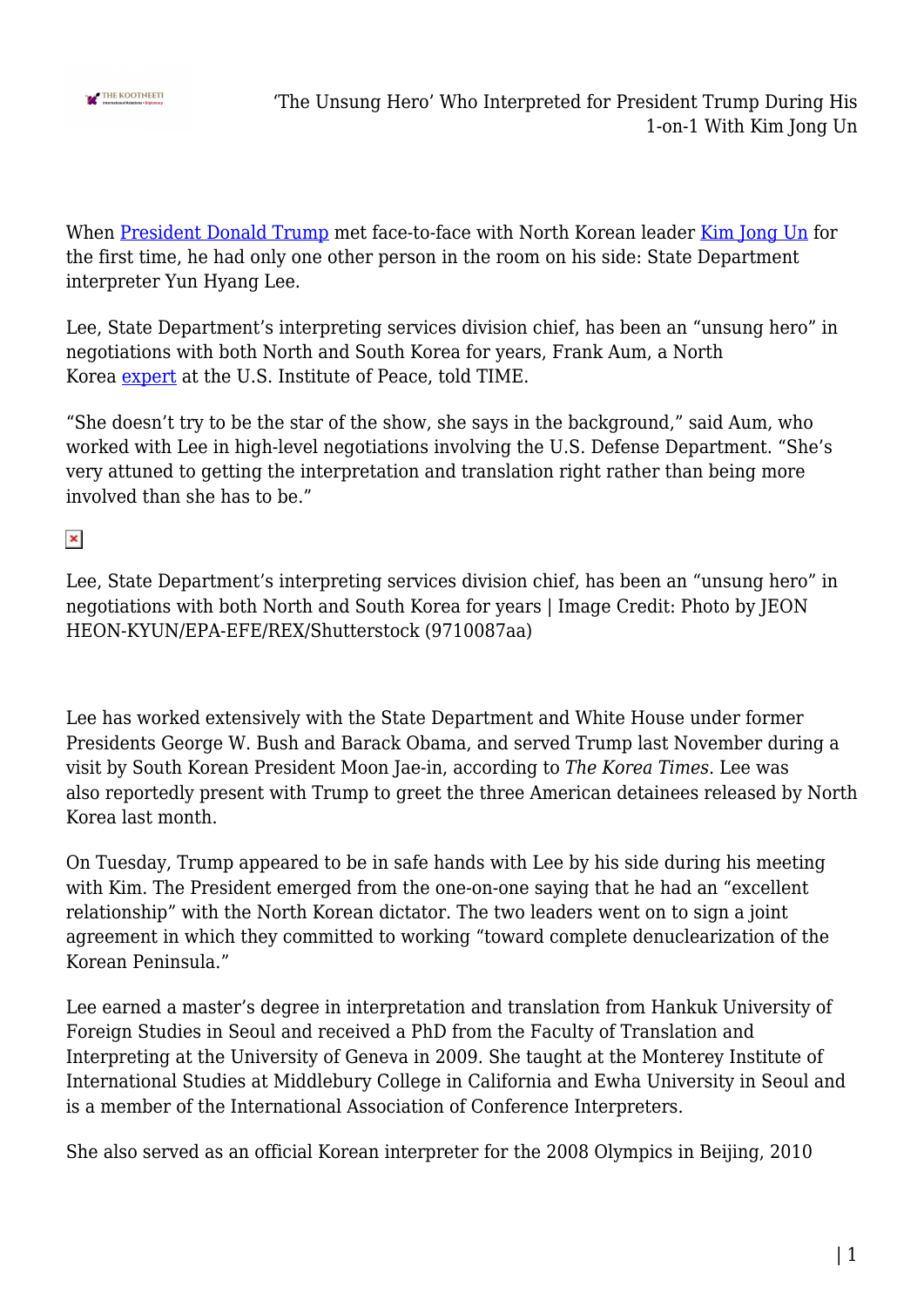# 'The Unsung Hero' Who Interpreted for President Trump During His 1-on-1 With Kim Jong Un

When President Donald Trump met face-to-face with North Korean leader Kim Jong Un for the first time, he had only one other person in the room on his side: State Department interpreter Yun Hyang Lee.

Lee, State Department's interpreting services division chief, has been an "unsung hero" in negotiations with both North and South Korea for years, Frank Aum, a North Korea expert at the U.S. Institute of Peace, told TIME.

"She doesn't try to be the star of the show, she says in the background," said Aum, who worked with Lee in high-level negotiations involving the U.S. Defense Department. "She's very attuned to getting the interpretation and translation right rather than being more involved than she has to be."

Lee, State Department's interpreting services division chief, has been an "unsung hero" in negotiations with both North and South Korea for years | Image Credit: Photo by JEON HEON-KYUN/EPA-EFE/REX/Shutterstock (9710087aa)

Lee has worked extensively with the State Department and White House under former Presidents George W. Bush and Barack Obama, and served Trump last November during a visit by South Korean President Moon Jae-in, according to *The Korea Times*. Lee was also reportedly present with Trump to greet the three American detainees released by North Korea last month.

On Tuesday, Trump appeared to be in safe hands with Lee by his side during his meeting with Kim. The President emerged from the one-on-one saying that he had an "excellent relationship" with the North Korean dictator. The two leaders went on to sign a joint agreement in which they committed to working "toward complete denuclearization of the Korean Peninsula."

Lee earned a master's degree in interpretation and translation from Hankuk University of Foreign Studies in Seoul and received a PhD from the Faculty of Translation and Interpreting at the University of Geneva in 2009. She taught at the Monterey Institute of International Studies at Middlebury College in California and Ewha University in Seoul and is a member of the International Association of Conference Interpreters.

She also served as an official Korean interpreter for the 2008 Olympics in Beijing, 2010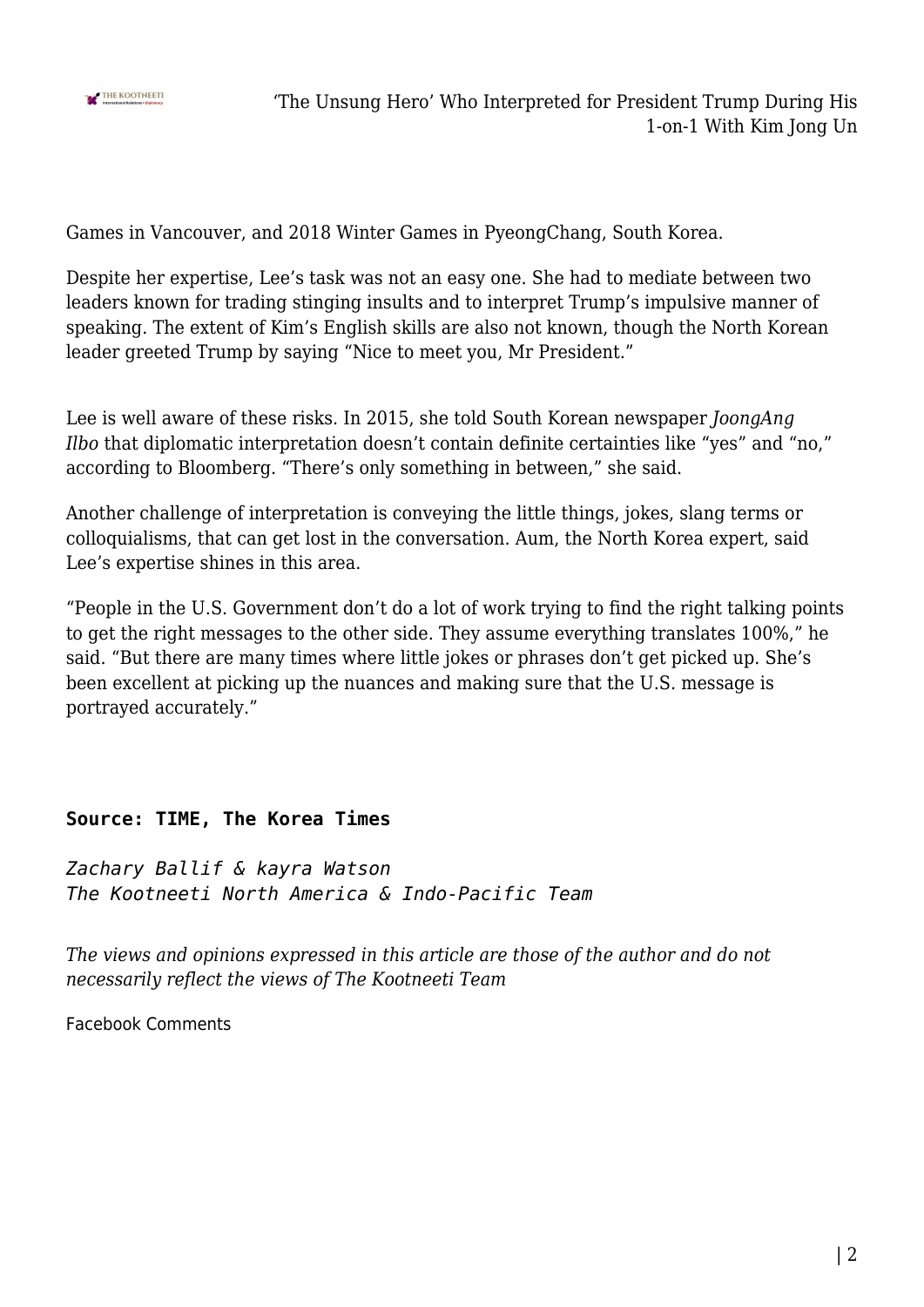Games in Vancouver, and 2018 Winter Games in PyeongChang, South Korea.

Despite her expertise, Lee's task was not an easy one. She had to mediate between two leaders known for trading stinging insults and to interpret Trump's impulsive manner of speaking. The extent of Kim's English skills are also not known, though the North Korean leader greeted Trump by saying "Nice to meet you, Mr President."

Lee is well aware of these risks. In 2015, she told South Korean newspaper *JoongAng Ilbo* that diplomatic interpretation doesn't contain definite certainties like "yes" and "no," according to Bloomberg. "There's only something in between," she said.

Another challenge of interpretation is conveying the little things, jokes, slang terms or colloquialisms, that can get lost in the conversation. Aum, the North Korea expert, said Lee's expertise shines in this area.

"People in the U.S. Government don't do a lot of work trying to find the right talking points to get the right messages to the other side. They assume everything translates 100%," he said. "But there are many times where little jokes or phrases don't get picked up. She's been excellent at picking up the nuances and making sure that the U.S. message is portrayed accurately."

**Source: TIME, The Korea Times**

*Zachary Ballif & kayra Watson*
*The Kootneeti North America & Indo-Pacific Team*

*The views and opinions expressed in this article are those of the author and do not necessarily reflect the views of The Kootneeti Team*

Facebook Comments